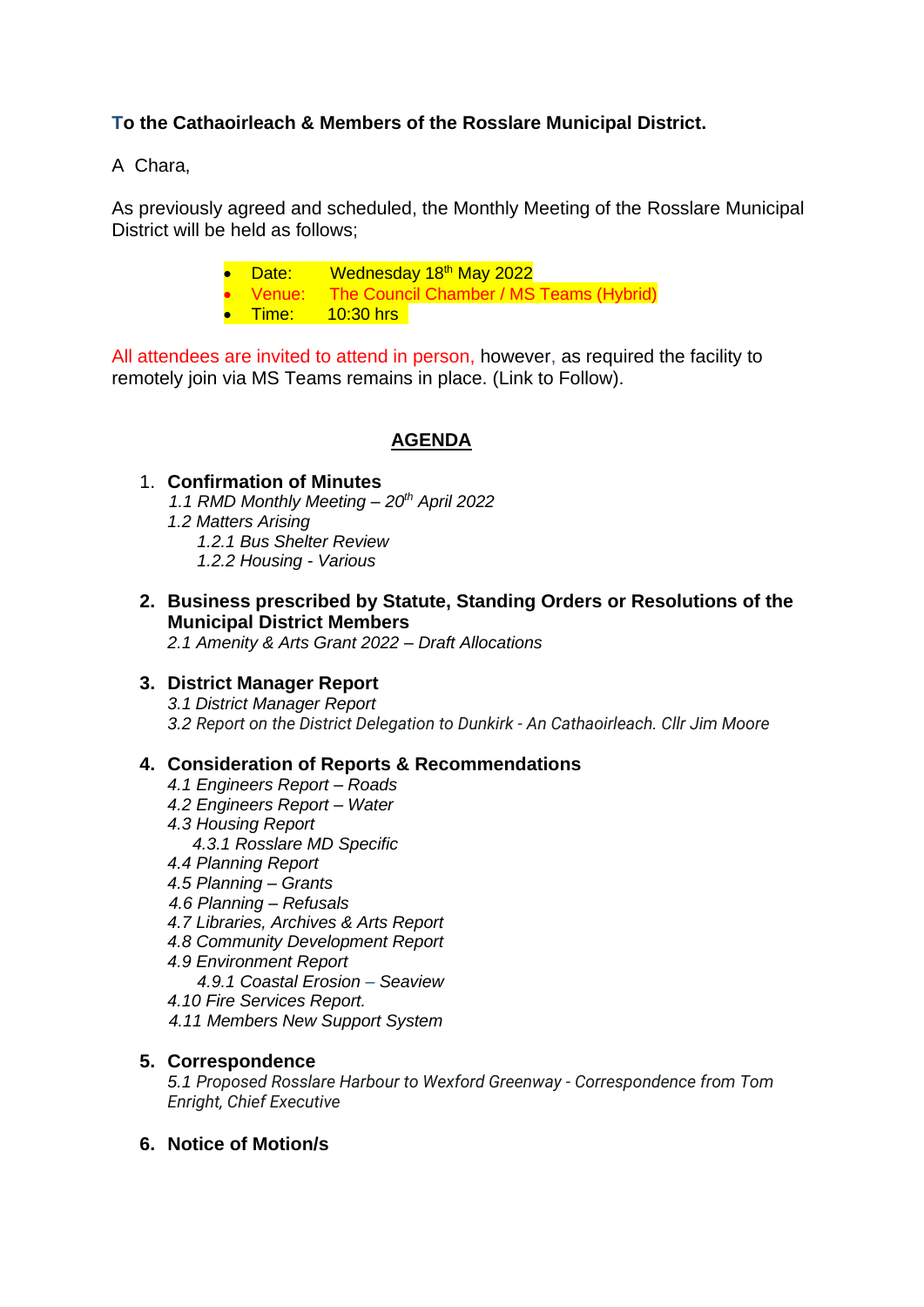**To the Cathaoirleach & Members of the Rosslare Municipal District.**

A Chara,

As previously agreed and scheduled, the Monthly Meeting of the Rosslare Municipal District will be held as follows;

- Date: Wednesday 18th May 2022
- Venue: The Council Chamber / MS Teams (Hybrid)
- Time: 10:30 hrs

All attendees are invited to attend in person, however, as required the facility to remotely join via MS Teams remains in place. (Link to Follow).

## AGENDA

1. **Confirmation of Minutes**
   *1.1 RMD Monthly Meeting – 20th April 2022*
   *1.2 Matters Arising*
      *1.2.1 Bus Shelter Review*
      *1.2.2 Housing - Various*

2. **Business prescribed by Statute, Standing Orders or Resolutions of the Municipal District Members**
   *2.1 Amenity & Arts Grant 2022 – Draft Allocations*

3. **District Manager Report**
   *3.1 District Manager Report*
   *3.2 Report on the District Delegation to Dunkirk - An Cathaoirleach. Cllr Jim Moore*

4. **Consideration of Reports & Recommendations**
   *4.1 Engineers Report – Roads*
   *4.2 Engineers Report – Water*
   *4.3 Housing Report*
      *4.3.1 Rosslare MD Specific*
   *4.4 Planning Report*
   *4.5 Planning – Grants*
   *4.6 Planning – Refusals*
   *4.7 Libraries, Archives & Arts Report*
   *4.8 Community Development Report*
   *4.9 Environment Report*
      *4.9.1 Coastal Erosion – Seaview*
   *4.10 Fire Services Report.*
   *4.11 Members New Support System*

5. **Correspondence**
   *5.1 Proposed Rosslare Harbour to Wexford Greenway - Correspondence from Tom Enright, Chief Executive*

6. **Notice of Motion/s**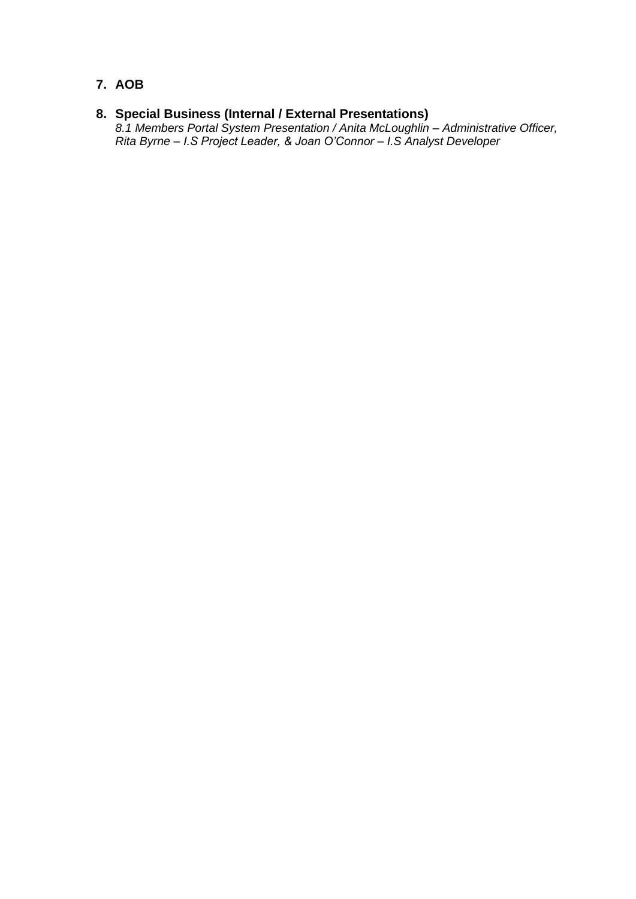**7. AOB**

**8. Special Business (Internal / External Presentations)**

*8.1 Members Portal System Presentation / Anita McLoughlin – Administrative Officer, Rita Byrne – I.S Project Leader, & Joan O'Connor – I.S Analyst Developer*